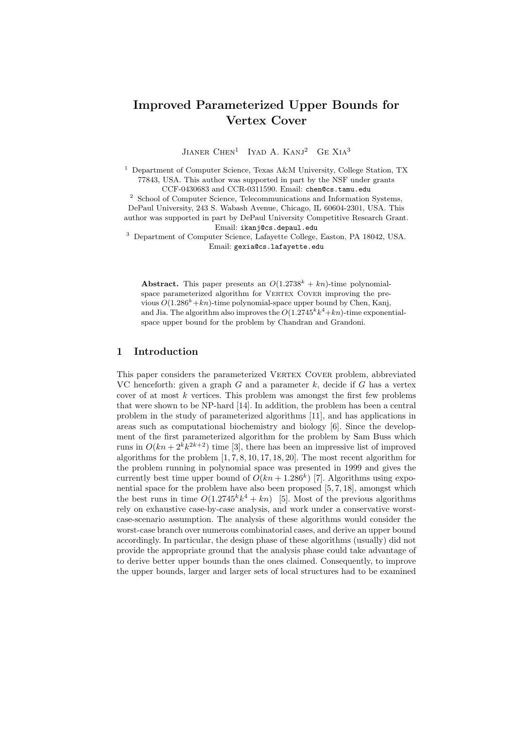# Improved Parameterized Upper Bounds for Vertex Cover

Jianer Chen[1] Iyad A. Kanj[2] Ge Xia[3]

[1] Department of Computer Science, Texas A&M University, College Station, TX 77843, USA. This author was supported in part by the NSF under grants CCF-0430683 and CCR-0311590. Email: chen@cs.tamu.edu

[2] School of Computer Science, Telecommunications and Information Systems, DePaul University, 243 S. Wabash Avenue, Chicago, IL 60604-2301, USA. This author was supported in part by DePaul University Competitive Research Grant. Email: ikanj@cs.depaul.edu

[3] Department of Computer Science, Lafayette College, Easton, PA 18042, USA. Email: gexia@cs.lafayette.edu

**Abstract.** This paper presents an $O(1.2738^k + kn)$-time polynomial-space parameterized algorithm for Vertex Cover improving the previous $O(1.286^k + kn)$-time polynomial-space upper bound by Chen, Kanj, and Jia. The algorithm also improves the $O(1.2745^k k^4 + kn)$-time exponential-space upper bound for the problem by Chandran and Grandoni.

## 1 Introduction

This paper considers the parameterized Vertex Cover problem, abbreviated VC henceforth: given a graph $G$ and a parameter $k$, decide if $G$ has a vertex cover of at most $k$ vertices. This problem was amongst the first few problems that were shown to be NP-hard [14]. In addition, the problem has been a central problem in the study of parameterized algorithms [11], and has applications in areas such as computational biochemistry and biology [6]. Since the development of the first parameterized algorithm for the problem by Sam Buss which runs in $O(kn + 2^k k^{2k+2})$ time [3], there has been an impressive list of improved algorithms for the problem [1, 7, 8, 10, 17, 18, 20]. The most recent algorithm for the problem running in polynomial space was presented in 1999 and gives the currently best time upper bound of $O(kn + 1.286^k)$ [7]. Algorithms using exponential space for the problem have also been proposed [5, 7, 18], amongst which the best runs in time $O(1.2745^k k^4 + kn)$ [5]. Most of the previous algorithms rely on exhaustive case-by-case analysis, and work under a conservative worst-case-scenario assumption. The analysis of these algorithms would consider the worst-case branch over numerous combinatorial cases, and derive an upper bound accordingly. In particular, the design phase of these algorithms (usually) did not provide the appropriate ground that the analysis phase could take advantage of to derive better upper bounds than the ones claimed. Consequently, to improve the upper bounds, larger and larger sets of local structures had to be examined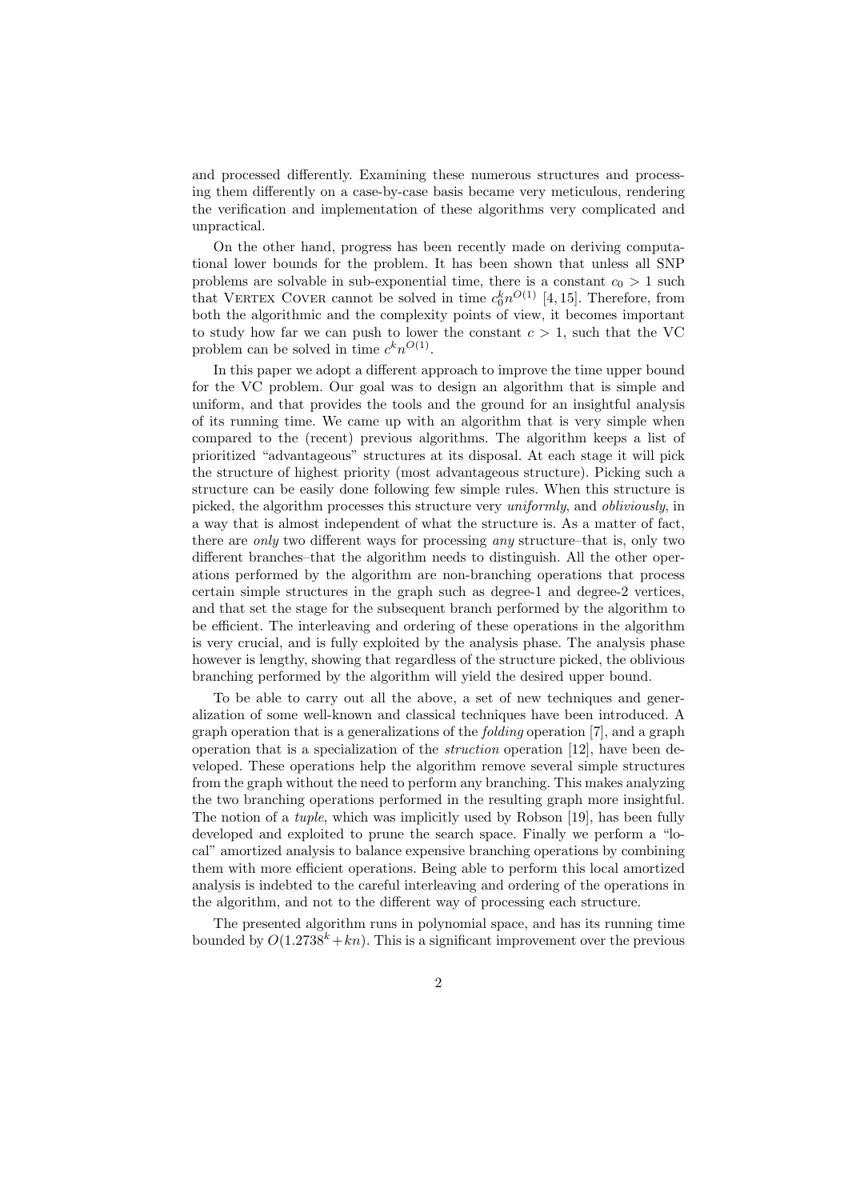and processed differently. Examining these numerous structures and processing them differently on a case-by-case basis became very meticulous, rendering the verification and implementation of these algorithms very complicated and unpractical.

On the other hand, progress has been recently made on deriving computational lower bounds for the problem. It has been shown that unless all SNP problems are solvable in sub-exponential time, there is a constant $c_0 > 1$ such that VERTEX COVER cannot be solved in time $c_0^k n^{O(1)}$ [4, 15]. Therefore, from both the algorithmic and the complexity points of view, it becomes important to study how far we can push to lower the constant $c > 1$, such that the VC problem can be solved in time $c^k n^{O(1)}$.

In this paper we adopt a different approach to improve the time upper bound for the VC problem. Our goal was to design an algorithm that is simple and uniform, and that provides the tools and the ground for an insightful analysis of its running time. We came up with an algorithm that is very simple when compared to the (recent) previous algorithms. The algorithm keeps a list of prioritized "advantageous" structures at its disposal. At each stage it will pick the structure of highest priority (most advantageous structure). Picking such a structure can be easily done following few simple rules. When this structure is picked, the algorithm processes this structure very *uniformly*, and *obliviously*, in a way that is almost independent of what the structure is. As a matter of fact, there are *only* two different ways for processing *any* structure–that is, only two different branches–that the algorithm needs to distinguish. All the other operations performed by the algorithm are non-branching operations that process certain simple structures in the graph such as degree-1 and degree-2 vertices, and that set the stage for the subsequent branch performed by the algorithm to be efficient. The interleaving and ordering of these operations in the algorithm is very crucial, and is fully exploited by the analysis phase. The analysis phase however is lengthy, showing that regardless of the structure picked, the oblivious branching performed by the algorithm will yield the desired upper bound.

To be able to carry out all the above, a set of new techniques and generalization of some well-known and classical techniques have been introduced. A graph operation that is a generalizations of the *folding* operation [7], and a graph operation that is a specialization of the *struction* operation [12], have been developed. These operations help the algorithm remove several simple structures from the graph without the need to perform any branching. This makes analyzing the two branching operations performed in the resulting graph more insightful. The notion of a *tuple*, which was implicitly used by Robson [19], has been fully developed and exploited to prune the search space. Finally we perform a "local" amortized analysis to balance expensive branching operations by combining them with more efficient operations. Being able to perform this local amortized analysis is indebted to the careful interleaving and ordering of the operations in the algorithm, and not to the different way of processing each structure.

The presented algorithm runs in polynomial space, and has its running time bounded by $O(1.2738^k + kn)$. This is a significant improvement over the previous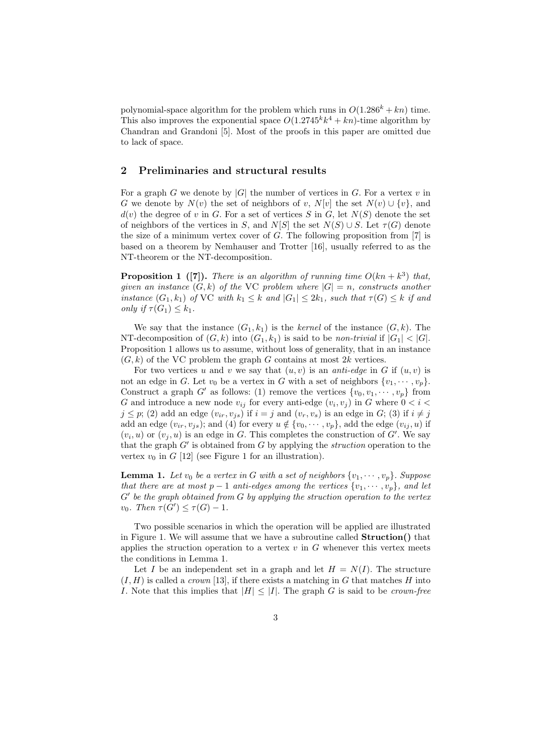polynomial-space algorithm for the problem which runs in $O(1.286^k + kn)$ time. This also improves the exponential space $O(1.2745^k k^4 + kn)$-time algorithm by Chandran and Grandoni [5]. Most of the proofs in this paper are omitted due to lack of space.

## 2 Preliminaries and structural results

For a graph $G$ we denote by $|G|$ the number of vertices in $G$. For a vertex $v$ in $G$ we denote by $N(v)$ the set of neighbors of $v$, $N[v]$ the set $N(v) \cup \{v\}$, and $d(v)$ the degree of $v$ in $G$. For a set of vertices $S$ in $G$, let $N(S)$ denote the set of neighbors of the vertices in $S$, and $N[S]$ the set $N(S) \cup S$. Let $\tau(G)$ denote the size of a minimum vertex cover of $G$. The following proposition from [7] is based on a theorem by Nemhauser and Trotter [16], usually referred to as the NT-theorem or the NT-decomposition.

**Proposition 1 ([7]).** *There is an algorithm of running time $O(kn + k^3)$ that, given an instance $(G, k)$ of the* VC *problem where $|G| = n$, constructs another instance $(G_1, k_1)$ of* VC *with $k_1 \leq k$ and $|G_1| \leq 2k_1$, such that $\tau(G) \leq k$ if and only if $\tau(G_1) \leq k_1$.*

We say that the instance $(G_1, k_1)$ is the *kernel* of the instance $(G, k)$. The NT-decomposition of $(G, k)$ into $(G_1, k_1)$ is said to be *non-trivial* if $|G_1| < |G|$. Proposition 1 allows us to assume, without loss of generality, that in an instance $(G, k)$ of the VC problem the graph $G$ contains at most $2k$ vertices.

For two vertices $u$ and $v$ we say that $(u, v)$ is an *anti-edge* in $G$ if $(u, v)$ is not an edge in $G$. Let $v_0$ be a vertex in $G$ with a set of neighbors $\{v_1, \cdots, v_p\}$. Construct a graph $G'$ as follows: (1) remove the vertices $\{v_0, v_1, \cdots, v_p\}$ from $G$ and introduce a new node $v_{ij}$ for every anti-edge $(v_i, v_j)$ in $G$ where $0 < i < j \leq p$; (2) add an edge $(v_{ir}, v_{js})$ if $i = j$ and $(v_r, v_s)$ is an edge in $G$; (3) if $i \neq j$ add an edge $(v_{ir}, v_{js})$; and (4) for every $u \notin \{v_0, \cdots, v_p\}$, add the edge $(v_{ij}, u)$ if $(v_i, u)$ or $(v_j, u)$ is an edge in $G$. This completes the construction of $G'$. We say that the graph $G'$ is obtained from $G$ by applying the *struction* operation to the vertex $v_0$ in $G$ [12] (see Figure 1 for an illustration).

**Lemma 1.** *Let $v_0$ be a vertex in $G$ with a set of neighbors $\{v_1, \cdots, v_p\}$. Suppose that there are at most $p - 1$ anti-edges among the vertices $\{v_1, \cdots, v_p\}$, and let $G'$ be the graph obtained from $G$ by applying the struction operation to the vertex $v_0$. Then $\tau(G') \leq \tau(G) - 1$.*

Two possible scenarios in which the operation will be applied are illustrated in Figure 1. We will assume that we have a subroutine called **Struction()** that applies the struction operation to a vertex $v$ in $G$ whenever this vertex meets the conditions in Lemma 1.

Let $I$ be an independent set in a graph and let $H = N(I)$. The structure $(I, H)$ is called a *crown* [13], if there exists a matching in $G$ that matches $H$ into $I$. Note that this implies that $|H| \leq |I|$. The graph $G$ is said to be *crown-free*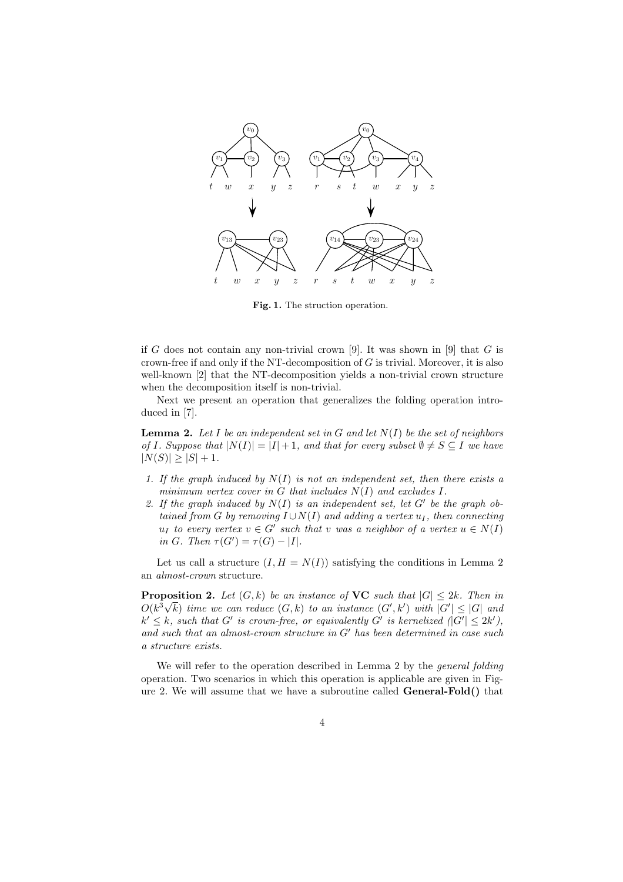**Fig. 1.** The struction operation.

if $G$ does not contain any non-trivial crown [9]. It was shown in [9] that $G$ is crown-free if and only if the NT-decomposition of $G$ is trivial. Moreover, it is also well-known [2] that the NT-decomposition yields a non-trivial crown structure when the decomposition itself is non-trivial.

Next we present an operation that generalizes the folding operation introduced in [7].

**Lemma 2.** *Let $I$ be an independent set in $G$ and let $N(I)$ be the set of neighbors of $I$. Suppose that $|N(I)| = |I| + 1$, and that for every subset $\emptyset \neq S \subseteq I$ we have $|N(S)| \geq |S| + 1$.*

1. *If the graph induced by $N(I)$ is not an independent set, then there exists a minimum vertex cover in $G$ that includes $N(I)$ and excludes $I$.*
2. *If the graph induced by $N(I)$ is an independent set, let $G'$ be the graph obtained from $G$ by removing $I \cup N(I)$ and adding a vertex $u_I$, then connecting $u_I$ to every vertex $v \in G'$ such that $v$ was a neighbor of a vertex $u \in N(I)$ in $G$. Then $\tau(G') = \tau(G) - |I|$.*

Let us call a structure $(I, H = N(I))$ satisfying the conditions in Lemma 2 an *almost-crown* structure.

**Proposition 2.** *Let $(G, k)$ be an instance of* **VC** *such that $|G| \leq 2k$. Then in $O(k^3\sqrt{k})$ time we can reduce $(G, k)$ to an instance $(G', k')$ with $|G'| \leq |G|$ and $k' \leq k$, such that $G'$ is crown-free, or equivalently $G'$ is kernelized ($|G'| \leq 2k'$), and such that an almost-crown structure in $G'$ has been determined in case such a structure exists.*

We will refer to the operation described in Lemma 2 by the *general folding* operation. Two scenarios in which this operation is applicable are given in Figure 2. We will assume that we have a subroutine called **General-Fold()** that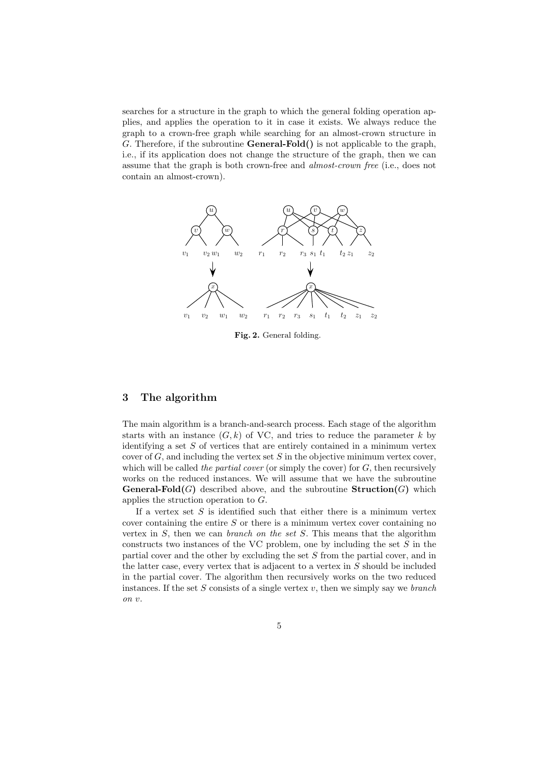searches for a structure in the graph to which the general folding operation applies, and applies the operation to it in case it exists. We always reduce the graph to a crown-free graph while searching for an almost-crown structure in $G$. Therefore, if the subroutine **General-Fold()** is not applicable to the graph, i.e., if its application does not change the structure of the graph, then we can assume that the graph is both crown-free and *almost-crown free* (i.e., does not contain an almost-crown).

**Fig. 2.** General folding.

## 3 The algorithm

The main algorithm is a branch-and-search process. Each stage of the algorithm starts with an instance $(G, k)$ of VC, and tries to reduce the parameter $k$ by identifying a set $S$ of vertices that are entirely contained in a minimum vertex cover of $G$, and including the vertex set $S$ in the objective minimum vertex cover, which will be called *the partial cover* (or simply the cover) for $G$, then recursively works on the reduced instances. We will assume that we have the subroutine **General-Fold($G$)** described above, and the subroutine **Struction($G$)** which applies the struction operation to $G$.

If a vertex set $S$ is identified such that either there is a minimum vertex cover containing the entire $S$ or there is a minimum vertex cover containing no vertex in $S$, then we can *branch on the set $S$*. This means that the algorithm constructs two instances of the VC problem, one by including the set $S$ in the partial cover and the other by excluding the set $S$ from the partial cover, and in the latter case, every vertex that is adjacent to a vertex in $S$ should be included in the partial cover. The algorithm then recursively works on the two reduced instances. If the set $S$ consists of a single vertex $v$, then we simply say we *branch on $v$*.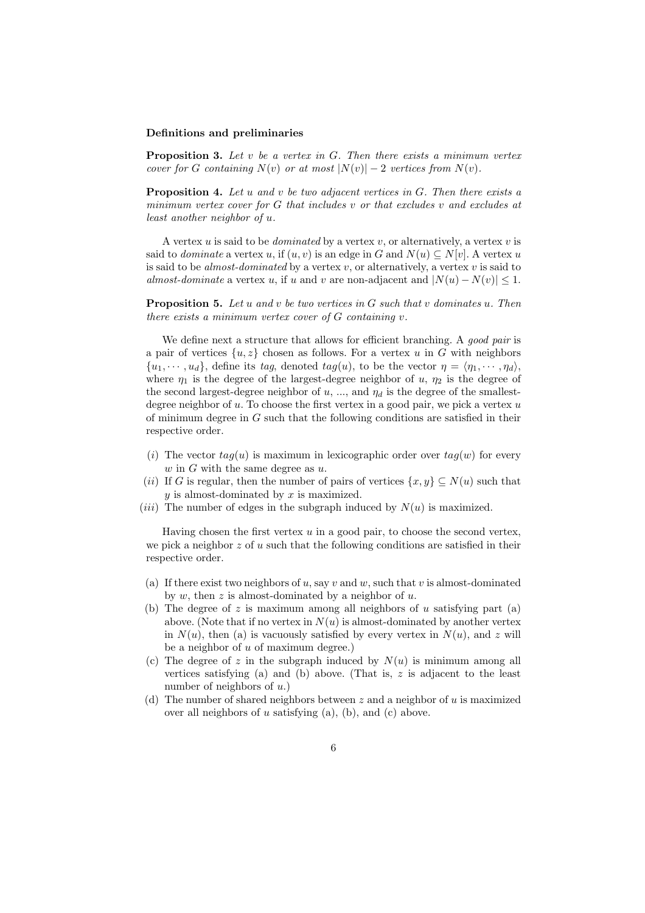**Definitions and preliminaries**

**Proposition 3.** *Let $v$ be a vertex in $G$. Then there exists a minimum vertex cover for $G$ containing $N(v)$ or at most $|N(v)| - 2$ vertices from $N(v)$.*

**Proposition 4.** *Let $u$ and $v$ be two adjacent vertices in $G$. Then there exists a minimum vertex cover for $G$ that includes $v$ or that excludes $v$ and excludes at least another neighbor of $u$.*

A vertex $u$ is said to be *dominated* by a vertex $v$, or alternatively, a vertex $v$ is said to *dominate* a vertex $u$, if $(u, v)$ is an edge in $G$ and $N(u) \subseteq N[v]$. A vertex $u$ is said to be *almost-dominated* by a vertex $v$, or alternatively, a vertex $v$ is said to *almost-dominate* a vertex $u$, if $u$ and $v$ are non-adjacent and $|N(u) - N(v)| \leq 1$.

**Proposition 5.** *Let $u$ and $v$ be two vertices in $G$ such that $v$ dominates $u$. Then there exists a minimum vertex cover of $G$ containing $v$.*

We define next a structure that allows for efficient branching. A *good pair* is a pair of vertices $\{u, z\}$ chosen as follows. For a vertex $u$ in $G$ with neighbors $\{u_1, \cdots, u_d\}$, define its *tag*, denoted $tag(u)$, to be the vector $\eta = \langle \eta_1, \cdots, \eta_d \rangle$, where $\eta_1$ is the degree of the largest-degree neighbor of $u$, $\eta_2$ is the degree of the second largest-degree neighbor of $u$, ..., and $\eta_d$ is the degree of the smallest-degree neighbor of $u$. To choose the first vertex in a good pair, we pick a vertex $u$ of minimum degree in $G$ such that the following conditions are satisfied in their respective order.

- $(i)$ The vector $tag(u)$ is maximum in lexicographic order over $tag(w)$ for every $w$ in $G$ with the same degree as $u$.
- $(ii)$ If $G$ is regular, then the number of pairs of vertices $\{x, y\} \subseteq N(u)$ such that $y$ is almost-dominated by $x$ is maximized.
- $(iii)$ The number of edges in the subgraph induced by $N(u)$ is maximized.

Having chosen the first vertex $u$ in a good pair, to choose the second vertex, we pick a neighbor $z$ of $u$ such that the following conditions are satisfied in their respective order.

- (a) If there exist two neighbors of $u$, say $v$ and $w$, such that $v$ is almost-dominated by $w$, then $z$ is almost-dominated by a neighbor of $u$.
- (b) The degree of $z$ is maximum among all neighbors of $u$ satisfying part (a) above. (Note that if no vertex in $N(u)$ is almost-dominated by another vertex in $N(u)$, then (a) is vacuously satisfied by every vertex in $N(u)$, and $z$ will be a neighbor of $u$ of maximum degree.)
- (c) The degree of $z$ in the subgraph induced by $N(u)$ is minimum among all vertices satisfying (a) and (b) above. (That is, $z$ is adjacent to the least number of neighbors of $u$.)
- (d) The number of shared neighbors between $z$ and a neighbor of $u$ is maximized over all neighbors of $u$ satisfying (a), (b), and (c) above.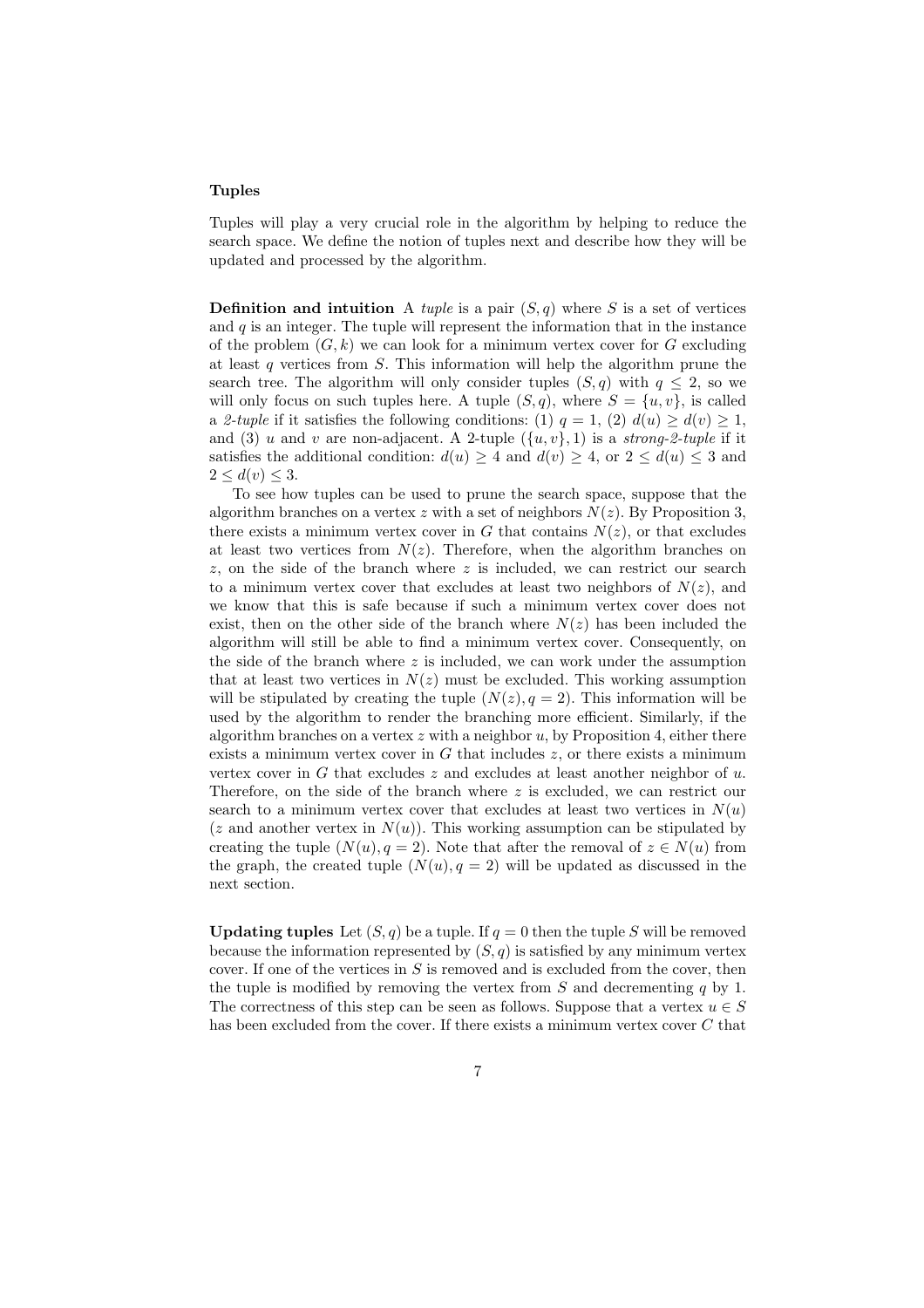### Tuples

Tuples will play a very crucial role in the algorithm by helping to reduce the search space. We define the notion of tuples next and describe how they will be updated and processed by the algorithm.

**Definition and intuition** A *tuple* is a pair $(S, q)$ where $S$ is a set of vertices and $q$ is an integer. The tuple will represent the information that in the instance of the problem $(G, k)$ we can look for a minimum vertex cover for $G$ excluding at least $q$ vertices from $S$. This information will help the algorithm prune the search tree. The algorithm will only consider tuples $(S, q)$ with $q \leq 2$, so we will only focus on such tuples here. A tuple $(S, q)$, where $S = \{u, v\}$, is called a *2-tuple* if it satisfies the following conditions: (1) $q = 1$, (2) $d(u) \geq d(v) \geq 1$, and (3) $u$ and $v$ are non-adjacent. A 2-tuple $(\{u, v\}, 1)$ is a *strong-2-tuple* if it satisfies the additional condition: $d(u) \geq 4$ and $d(v) \geq 4$, or $2 \leq d(u) \leq 3$ and $2 \leq d(v) \leq 3$.

To see how tuples can be used to prune the search space, suppose that the algorithm branches on a vertex $z$ with a set of neighbors $N(z)$. By Proposition 3, there exists a minimum vertex cover in $G$ that contains $N(z)$, or that excludes at least two vertices from $N(z)$. Therefore, when the algorithm branches on $z$, on the side of the branch where $z$ is included, we can restrict our search to a minimum vertex cover that excludes at least two neighbors of $N(z)$, and we know that this is safe because if such a minimum vertex cover does not exist, then on the other side of the branch where $N(z)$ has been included the algorithm will still be able to find a minimum vertex cover. Consequently, on the side of the branch where $z$ is included, we can work under the assumption that at least two vertices in $N(z)$ must be excluded. This working assumption will be stipulated by creating the tuple $(N(z), q = 2)$. This information will be used by the algorithm to render the branching more efficient. Similarly, if the algorithm branches on a vertex $z$ with a neighbor $u$, by Proposition 4, either there exists a minimum vertex cover in $G$ that includes $z$, or there exists a minimum vertex cover in $G$ that excludes $z$ and excludes at least another neighbor of $u$. Therefore, on the side of the branch where $z$ is excluded, we can restrict our search to a minimum vertex cover that excludes at least two vertices in $N(u)$ ($z$ and another vertex in $N(u)$). This working assumption can be stipulated by creating the tuple $(N(u), q = 2)$. Note that after the removal of $z \in N(u)$ from the graph, the created tuple $(N(u), q = 2)$ will be updated as discussed in the next section.

**Updating tuples** Let $(S, q)$ be a tuple. If $q = 0$ then the tuple $S$ will be removed because the information represented by $(S, q)$ is satisfied by any minimum vertex cover. If one of the vertices in $S$ is removed and is excluded from the cover, then the tuple is modified by removing the vertex from $S$ and decrementing $q$ by 1. The correctness of this step can be seen as follows. Suppose that a vertex $u \in S$ has been excluded from the cover. If there exists a minimum vertex cover $C$ that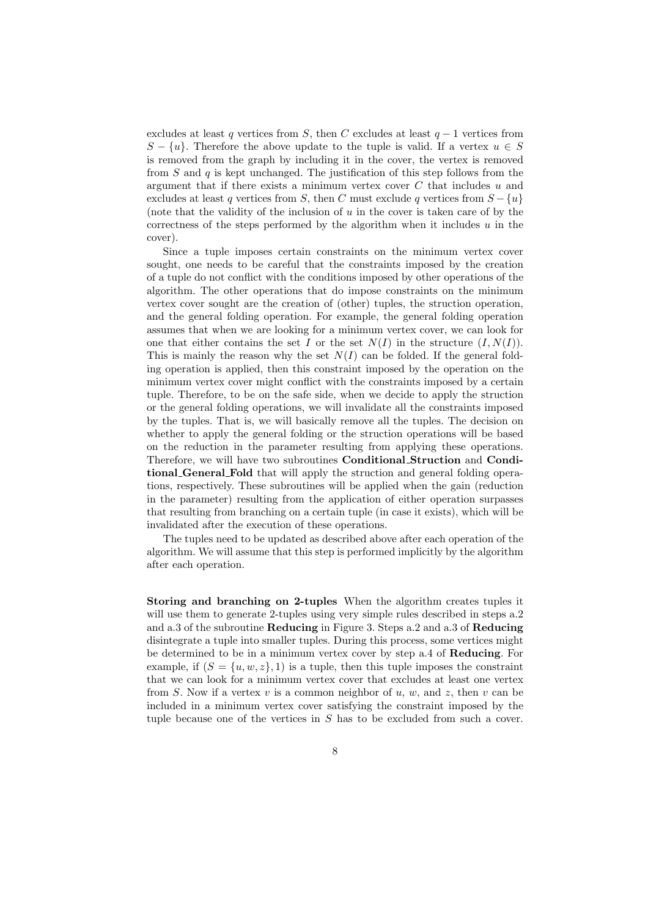excludes at least $q$ vertices from $S$, then $C$ excludes at least $q - 1$ vertices from $S - \{u\}$. Therefore the above update to the tuple is valid. If a vertex $u \in S$ is removed from the graph by including it in the cover, the vertex is removed from $S$ and $q$ is kept unchanged. The justification of this step follows from the argument that if there exists a minimum vertex cover $C$ that includes $u$ and excludes at least $q$ vertices from $S$, then $C$ must exclude $q$ vertices from $S - \{u\}$ (note that the validity of the inclusion of $u$ in the cover is taken care of by the correctness of the steps performed by the algorithm when it includes $u$ in the cover).

Since a tuple imposes certain constraints on the minimum vertex cover sought, one needs to be careful that the constraints imposed by the creation of a tuple do not conflict with the conditions imposed by other operations of the algorithm. The other operations that do impose constraints on the minimum vertex cover sought are the creation of (other) tuples, the struction operation, and the general folding operation. For example, the general folding operation assumes that when we are looking for a minimum vertex cover, we can look for one that either contains the set $I$ or the set $N(I)$ in the structure $(I, N(I))$. This is mainly the reason why the set $N(I)$ can be folded. If the general folding operation is applied, then this constraint imposed by the operation on the minimum vertex cover might conflict with the constraints imposed by a certain tuple. Therefore, to be on the safe side, when we decide to apply the struction or the general folding operations, we will invalidate all the constraints imposed by the tuples. That is, we will basically remove all the tuples. The decision on whether to apply the general folding or the struction operations will be based on the reduction in the parameter resulting from applying these operations. Therefore, we will have two subroutines **Conditional_Struction** and **Conditional_General_Fold** that will apply the struction and general folding operations, respectively. These subroutines will be applied when the gain (reduction in the parameter) resulting from the application of either operation surpasses that resulting from branching on a certain tuple (in case it exists), which will be invalidated after the execution of these operations.

The tuples need to be updated as described above after each operation of the algorithm. We will assume that this step is performed implicitly by the algorithm after each operation.

**Storing and branching on 2-tuples** When the algorithm creates tuples it will use them to generate 2-tuples using very simple rules described in steps a.2 and a.3 of the subroutine **Reducing** in Figure 3. Steps a.2 and a.3 of **Reducing** disintegrate a tuple into smaller tuples. During this process, some vertices might be determined to be in a minimum vertex cover by step a.4 of **Reducing**. For example, if $(S = \{u, w, z\}, 1)$ is a tuple, then this tuple imposes the constraint that we can look for a minimum vertex cover that excludes at least one vertex from $S$. Now if a vertex $v$ is a common neighbor of $u$, $w$, and $z$, then $v$ can be included in a minimum vertex cover satisfying the constraint imposed by the tuple because one of the vertices in $S$ has to be excluded from such a cover.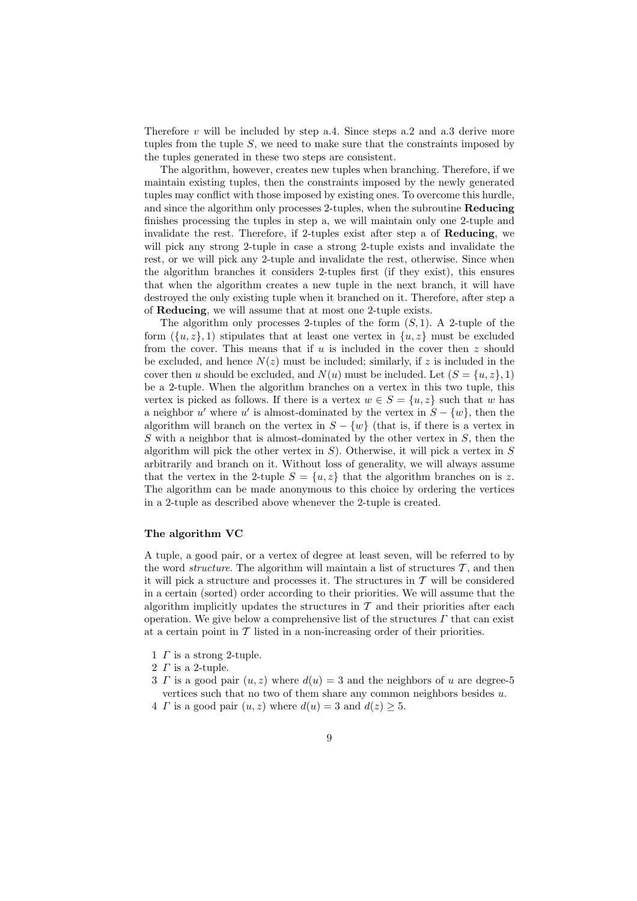Therefore $v$ will be included by step a.4. Since steps a.2 and a.3 derive more tuples from the tuple $S$, we need to make sure that the constraints imposed by the tuples generated in these two steps are consistent.

The algorithm, however, creates new tuples when branching. Therefore, if we maintain existing tuples, then the constraints imposed by the newly generated tuples may conflict with those imposed by existing ones. To overcome this hurdle, and since the algorithm only processes 2-tuples, when the subroutine **Reducing** finishes processing the tuples in step a, we will maintain only one 2-tuple and invalidate the rest. Therefore, if 2-tuples exist after step a of **Reducing**, we will pick any strong 2-tuple in case a strong 2-tuple exists and invalidate the rest, or we will pick any 2-tuple and invalidate the rest, otherwise. Since when the algorithms branches it considers 2-tuples first (if they exist), this ensures that when the algorithm creates a new tuple in the next branch, it will have destroyed the only existing tuple when it branched on it. Therefore, after step a of **Reducing**, we will assume that at most one 2-tuple exists.

The algorithm only processes 2-tuples of the form $(S, 1)$. A 2-tuple of the form $(\{u, z\}, 1)$ stipulates that at least one vertex in $\{u, z\}$ must be excluded from the cover. This means that if $u$ is included in the cover then $z$ should be excluded, and hence $N(z)$ must be included; similarly, if $z$ is included in the cover then $u$ should be excluded, and $N(u)$ must be included. Let $(S = \{u, z\}, 1)$ be a 2-tuple. When the algorithm branches on a vertex in this two tuple, this vertex is picked as follows. If there is a vertex $w \in S = \{u, z\}$ such that $w$ has a neighbor $u'$ where $u'$ is almost-dominated by the vertex in $S - \{w\}$, then the algorithm will branch on the vertex in $S - \{w\}$ (that is, if there is a vertex in $S$ with a neighbor that is almost-dominated by the other vertex in $S$, then the algorithm will pick the other vertex in $S$). Otherwise, it will pick a vertex in $S$ arbitrarily and branch on it. Without loss of generality, we will always assume that the vertex in the 2-tuple $S = \{u, z\}$ that the algorithm branches on is $z$. The algorithm can be made anonymous to this choice by ordering the vertices in a 2-tuple as described above whenever the 2-tuple is created.

**The algorithm VC**

A tuple, a good pair, or a vertex of degree at least seven, will be referred to by the word *structure*. The algorithm will maintain a list of structures $\mathcal{T}$, and then it will pick a structure and processes it. The structures in $\mathcal{T}$ will be considered in a certain (sorted) order according to their priorities. We will assume that the algorithm implicitly updates the structures in $\mathcal{T}$ and their priorities after each operation. We give below a comprehensive list of the structures $\Gamma$ that can exist at a certain point in $\mathcal{T}$ listed in a non-increasing order of their priorities.

1 $\Gamma$ is a strong 2-tuple.
2 $\Gamma$ is a 2-tuple.
3 $\Gamma$ is a good pair $(u, z)$ where $d(u) = 3$ and the neighbors of $u$ are degree-5 vertices such that no two of them share any common neighbors besides $u$.
4 $\Gamma$ is a good pair $(u, z)$ where $d(u) = 3$ and $d(z) \geq 5$.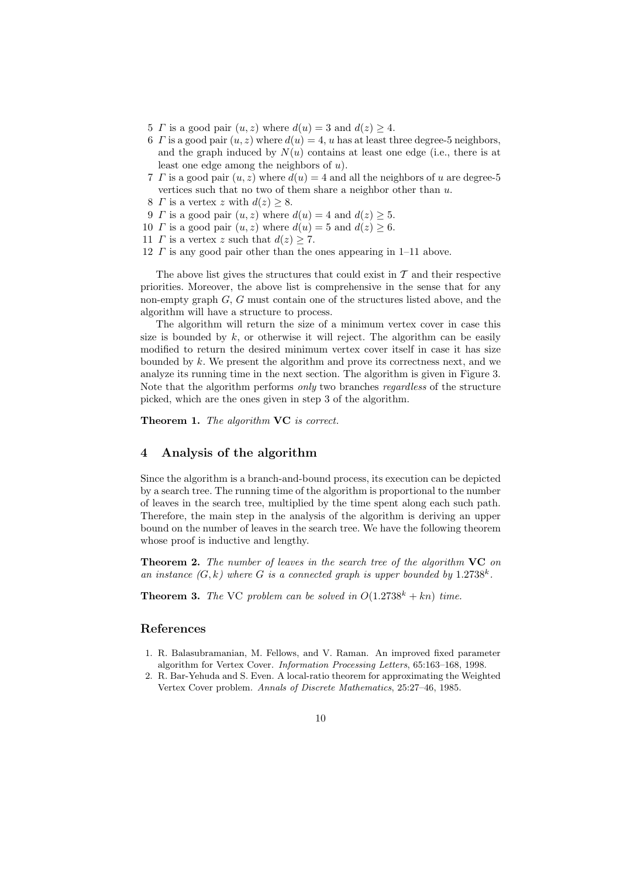5. $\Gamma$ is a good pair $(u, z)$ where $d(u) = 3$ and $d(z) \geq 4$.
6. $\Gamma$ is a good pair $(u, z)$ where $d(u) = 4$, $u$ has at least three degree-5 neighbors, and the graph induced by $N(u)$ contains at least one edge (i.e., there is at least one edge among the neighbors of $u$).
7. $\Gamma$ is a good pair $(u, z)$ where $d(u) = 4$ and all the neighbors of $u$ are degree-5 vertices such that no two of them share a neighbor other than $u$.
8. $\Gamma$ is a vertex $z$ with $d(z) \geq 8$.
9. $\Gamma$ is a good pair $(u, z)$ where $d(u) = 4$ and $d(z) \geq 5$.
10. $\Gamma$ is a good pair $(u, z)$ where $d(u) = 5$ and $d(z) \geq 6$.
11. $\Gamma$ is a vertex $z$ such that $d(z) \geq 7$.
12. $\Gamma$ is any good pair other than the ones appearing in 1–11 above.

The above list gives the structures that could exist in $\mathcal{T}$ and their respective priorities. Moreover, the above list is comprehensive in the sense that for any non-empty graph $G$, $G$ must contain one of the structures listed above, and the algorithm will have a structure to process.

The algorithm will return the size of a minimum vertex cover in case this size is bounded by $k$, or otherwise it will reject. The algorithm can be easily modified to return the desired minimum vertex cover itself in case it has size bounded by $k$. We present the algorithm and prove its correctness next, and we analyze its running time in the next section. The algorithm is given in Figure 3. Note that the algorithm performs *only* two branches *regardless* of the structure picked, which are the ones given in step 3 of the algorithm.

**Theorem 1.** *The algorithm* **VC** *is correct.*

## 4 Analysis of the algorithm

Since the algorithm is a branch-and-bound process, its execution can be depicted by a search tree. The running time of the algorithm is proportional to the number of leaves in the search tree, multiplied by the time spent along each such path. Therefore, the main step in the analysis of the algorithm is deriving an upper bound on the number of leaves in the search tree. We have the following theorem whose proof is inductive and lengthy.

**Theorem 2.** *The number of leaves in the search tree of the algorithm* **VC** *on an instance* $(G, k)$ *where* $G$ *is a connected graph is upper bounded by* $1.2738^k$.

**Theorem 3.** *The* VC *problem can be solved in* $O(1.2738^k + kn)$ *time.*

## References

1. R. Balasubramanian, M. Fellows, and V. Raman. An improved fixed parameter algorithm for Vertex Cover. *Information Processing Letters*, 65:163–168, 1998.
2. R. Bar-Yehuda and S. Even. A local-ratio theorem for approximating the Weighted Vertex Cover problem. *Annals of Discrete Mathematics*, 25:27–46, 1985.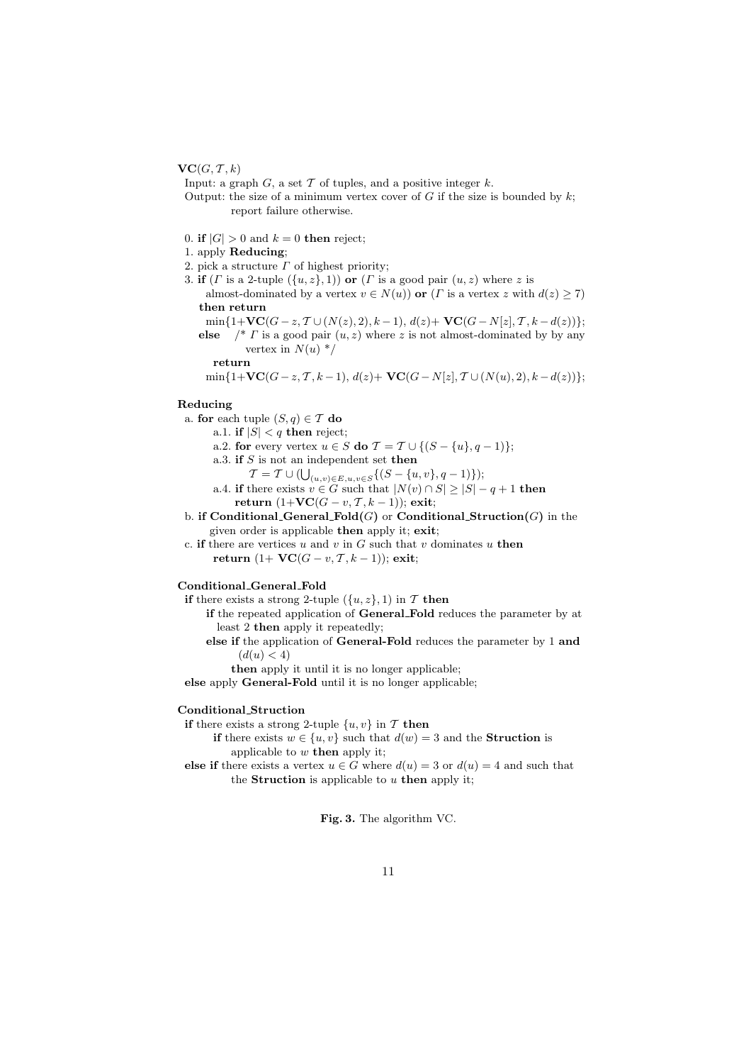**VC**($G, \mathcal{T}, k$)

Input: a graph $G$, a set $\mathcal{T}$ of tuples, and a positive integer $k$.
Output: the size of a minimum vertex cover of $G$ if the size is bounded by $k$; report failure otherwise.

0. **if** $|G| > 0$ and $k = 0$ **then** reject;
1. apply **Reducing**;
2. pick a structure $\Gamma$ of highest priority;
3. **if** ($\Gamma$ is a 2-tuple $(\{u, z\}, 1)$) **or** ($\Gamma$ is a good pair $(u, z)$ where $z$ is almost-dominated by a vertex $v \in N(u)$) **or** ($\Gamma$ is a vertex $z$ with $d(z) \geq 7$)
   **then return**
   $\min\{1+\mathbf{VC}(G - z, \mathcal{T} \cup (N(z), 2), k - 1),\ d(z)+\ \mathbf{VC}(G - N[z], \mathcal{T}, k - d(z))\}$;
   **else** /* $\Gamma$ is a good pair $(u, z)$ where $z$ is not almost-dominated by by any vertex in $N(u)$ */
   **return**
   $\min\{1+\mathbf{VC}(G - z, \mathcal{T}, k - 1),\ d(z)+\ \mathbf{VC}(G - N[z], \mathcal{T} \cup (N(u), 2), k - d(z))\}$;

**Reducing**

a. **for** each tuple $(S, q) \in \mathcal{T}$ **do**
   - a.1. **if** $|S| < q$ **then** reject;
   - a.2. **for** every vertex $u \in S$ **do** $\mathcal{T} = \mathcal{T} \cup \{(S - \{u\}, q - 1)\}$;
   - a.3. **if** $S$ is not an independent set **then**
     $\mathcal{T} = \mathcal{T} \cup (\bigcup_{(u,v) \in E, u,v \in S} \{(S - \{u, v\}, q - 1)\})$;
   - a.4. **if** there exists $v \in G$ such that $|N(v) \cap S| \geq |S| - q + 1$ **then**
     **return** $(1+\mathbf{VC}(G - v, \mathcal{T}, k - 1))$; **exit**;

b. **if Conditional_General_Fold($G$)** or **Conditional_Struction($G$)** in the given order is applicable **then** apply it; **exit**;

c. **if** there are vertices $u$ and $v$ in $G$ such that $v$ dominates $u$ **then**
   **return** $(1+\ \mathbf{VC}(G - v, \mathcal{T}, k - 1))$; **exit**;

**Conditional_General_Fold**

**if** there exists a strong 2-tuple $(\{u, z\}, 1)$ in $\mathcal{T}$ **then**
   **if** the repeated application of **General_Fold** reduces the parameter by at least 2 **then** apply it repeatedly;
   **else if** the application of **General-Fold** reduces the parameter by 1 **and** $(d(u) < 4)$
      **then** apply it until it is no longer applicable;
**else** apply **General-Fold** until it is no longer applicable;

**Conditional_Struction**

**if** there exists a strong 2-tuple $\{u, v\}$ in $\mathcal{T}$ **then**
   **if** there exists $w \in \{u, v\}$ such that $d(w) = 3$ and the **Struction** is applicable to $w$ **then** apply it;
**else if** there exists a vertex $u \in G$ where $d(u) = 3$ or $d(u) = 4$ and such that the **Struction** is applicable to $u$ **then** apply it;

**Fig. 3.** The algorithm VC.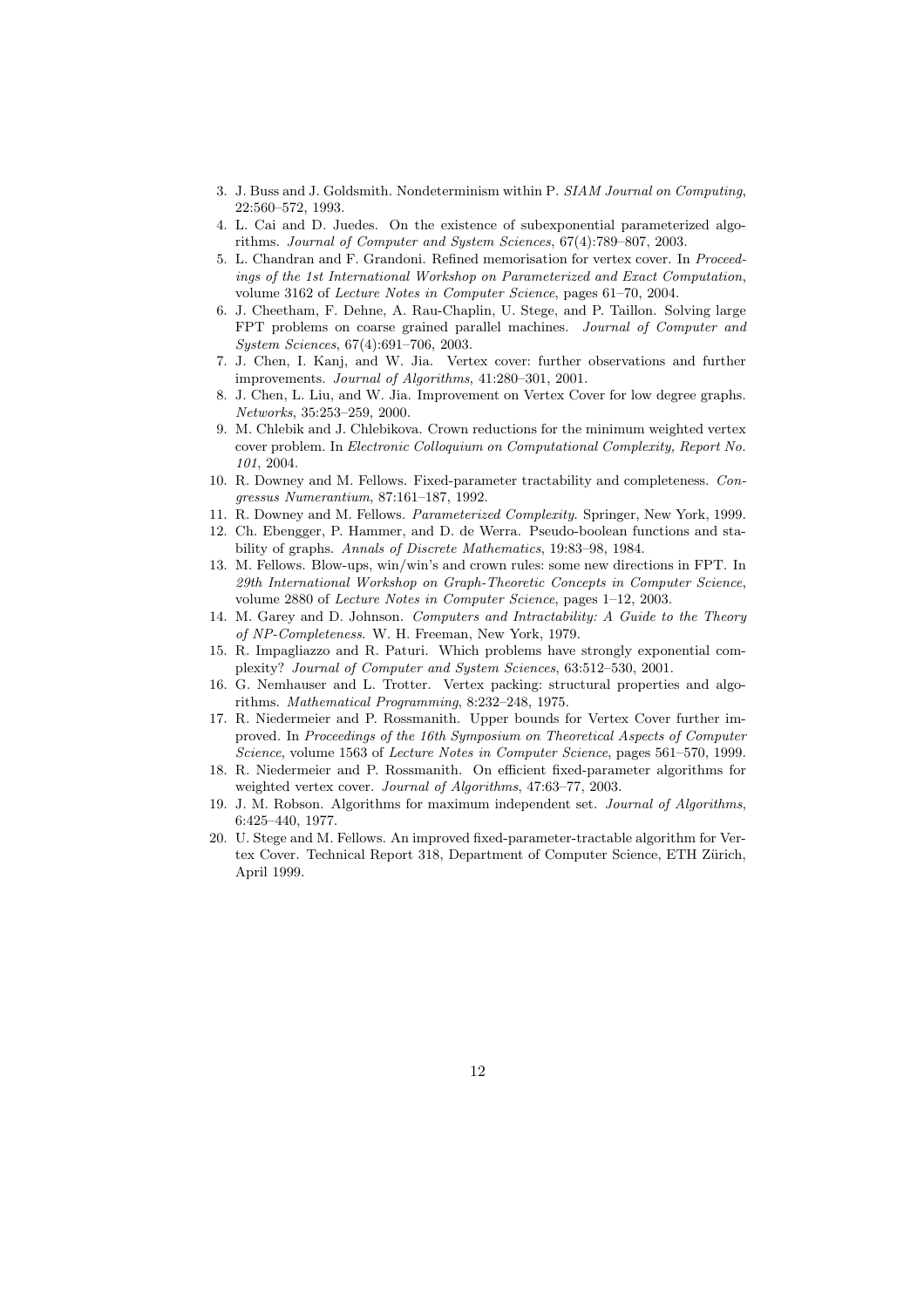3. J. Buss and J. Goldsmith. Nondeterminism within P. *SIAM Journal on Computing*, 22:560–572, 1993.
4. L. Cai and D. Juedes. On the existence of subexponential parameterized algorithms. *Journal of Computer and System Sciences*, 67(4):789–807, 2003.
5. L. Chandran and F. Grandoni. Refined memorisation for vertex cover. In *Proceedings of the 1st International Workshop on Parameterized and Exact Computation*, volume 3162 of *Lecture Notes in Computer Science*, pages 61–70, 2004.
6. J. Cheetham, F. Dehne, A. Rau-Chaplin, U. Stege, and P. Taillon. Solving large FPT problems on coarse grained parallel machines. *Journal of Computer and System Sciences*, 67(4):691–706, 2003.
7. J. Chen, I. Kanj, and W. Jia. Vertex cover: further observations and further improvements. *Journal of Algorithms*, 41:280–301, 2001.
8. J. Chen, L. Liu, and W. Jia. Improvement on Vertex Cover for low degree graphs. *Networks*, 35:253–259, 2000.
9. M. Chlebik and J. Chlebikova. Crown reductions for the minimum weighted vertex cover problem. In *Electronic Colloquium on Computational Complexity, Report No. 101*, 2004.
10. R. Downey and M. Fellows. Fixed-parameter tractability and completeness. *Congressus Numerantium*, 87:161–187, 1992.
11. R. Downey and M. Fellows. *Parameterized Complexity*. Springer, New York, 1999.
12. Ch. Ebengger, P. Hammer, and D. de Werra. Pseudo-boolean functions and stability of graphs. *Annals of Discrete Mathematics*, 19:83–98, 1984.
13. M. Fellows. Blow-ups, win/win's and crown rules: some new directions in FPT. In *29th International Workshop on Graph-Theoretic Concepts in Computer Science*, volume 2880 of *Lecture Notes in Computer Science*, pages 1–12, 2003.
14. M. Garey and D. Johnson. *Computers and Intractability: A Guide to the Theory of NP-Completeness*. W. H. Freeman, New York, 1979.
15. R. Impagliazzo and R. Paturi. Which problems have strongly exponential complexity? *Journal of Computer and System Sciences*, 63:512–530, 2001.
16. G. Nemhauser and L. Trotter. Vertex packing: structural properties and algorithms. *Mathematical Programming*, 8:232–248, 1975.
17. R. Niedermeier and P. Rossmanith. Upper bounds for Vertex Cover further improved. In *Proceedings of the 16th Symposium on Theoretical Aspects of Computer Science*, volume 1563 of *Lecture Notes in Computer Science*, pages 561–570, 1999.
18. R. Niedermeier and P. Rossmanith. On efficient fixed-parameter algorithms for weighted vertex cover. *Journal of Algorithms*, 47:63–77, 2003.
19. J. M. Robson. Algorithms for maximum independent set. *Journal of Algorithms*, 6:425–440, 1977.
20. U. Stege and M. Fellows. An improved fixed-parameter-tractable algorithm for Vertex Cover. Technical Report 318, Department of Computer Science, ETH Zürich, April 1999.